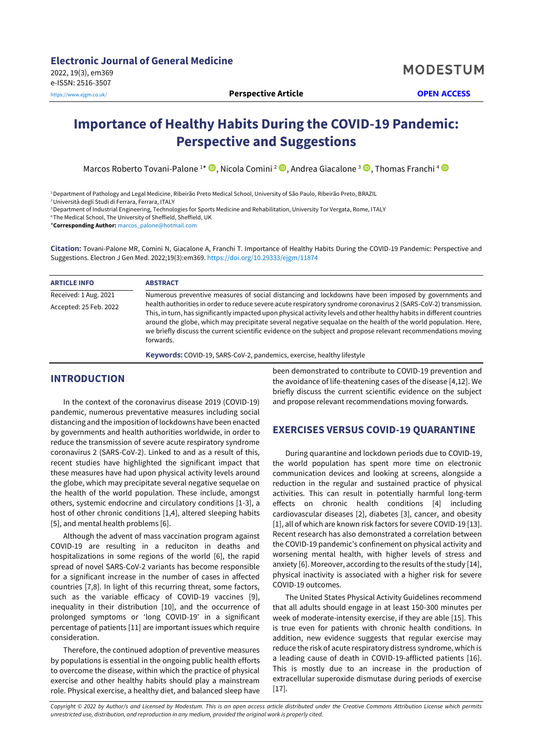# Importance of Healthy Habits During the COVID-19 Pandemic: Perspective and Suggestions

Marcos Roberto Tovani-Palone [1]*, Nicola Comini [2], Andrea Giacalone [3], Thomas Franchi [4]

[1] Department of Pathology and Legal Medicine, Ribeirão Preto Medical School, University of São Paulo, Ribeirão Preto, BRAZIL

[2] Università degli Studi di Ferrara, Ferrara, ITALY

[3] Department of Industrial Engineering, Technologies for Sports Medicine and Rehabilitation, University Tor Vergata, Rome, ITALY

[4] The Medical School, The University of Sheffield, Sheffield, UK

***Corresponding Author:** marcos_palone@hotmail.com

**Citation:** Tovani-Palone MR, Comini N, Giacalone A, Franchi T. Importance of Healthy Habits During the COVID-19 Pandemic: Perspective and Suggestions. Electron J Gen Med. 2022;19(3):em369. https://doi.org/10.29333/ejgm/11874

**ARTICLE INFO**

Received: 1 Aug. 2021

Accepted: 25 Feb. 2022

**ABSTRACT**

Numerous preventive measures of social distancing and lockdowns have been imposed by governments and health authorities in order to reduce severe acute respiratory syndrome coronavirus 2 (SARS-CoV-2) transmission. This, in turn, has significantly impacted upon physical activity levels and other healthy habits in different countries around the globe, which may precipitate several negative sequalae on the health of the world population. Here, we briefly discuss the current scientific evidence on the subject and propose relevant recommendations moving forwards.

**Keywords:** COVID-19, SARS-CoV-2, pandemics, exercise, healthy lifestyle

## INTRODUCTION

In the context of the coronavirus disease 2019 (COVID-19) pandemic, numerous preventative measures including social distancing and the imposition of lockdowns have been enacted by governments and health authorities worldwide, in order to reduce the transmission of severe acute respiratory syndrome coronavirus 2 (SARS-CoV-2). Linked to and as a result of this, recent studies have highlighted the significant impact that these measures have had upon physical activity levels around the globe, which may precipitate several negative sequelae on the health of the world population. These include, amongst others, systemic endocrine and circulatory conditions [1-3], a host of other chronic conditions [1,4], altered sleeping habits [5], and mental health problems [6].

Although the advent of mass vaccination program against COVID-19 are resulting in a reduciton in deaths and hospitalizations in some regions of the world [6], the rapid spread of novel SARS-CoV-2 variants has become responsible for a significant increase in the number of cases in affected countries [7,8]. In light of this recurring threat, some factors, such as the variable efficacy of COVID-19 vaccines [9], inequality in their distribution [10], and the occurrence of prolonged symptoms or 'long COVID-19' in a significant percentage of patients [11] are important issues which require consideration.

Therefore, the continued adoption of preventive measures by populations is essential in the ongoing public health efforts to overcome the disease, within which the practice of physical exercise and other healthy habits should play a mainstream role. Physical exercise, a healthy diet, and balanced sleep have been demonstrated to contribute to COVID-19 prevention and the avoidance of life-theatening cases of the disease [4,12]. We briefly discuss the current scientific evidence on the subject and propose relevant recommendations moving forwards.

## EXERCISES VERSUS COVID-19 QUARANTINE

During quarantine and lockdown periods due to COVID-19, the world population has spent more time on electronic communication devices and looking at screens, alongside a reduction in the regular and sustained practice of physical activities. This can result in potentially harmful long-term effects on chronic health conditions [4] including cardiovascular diseases [2], diabetes [3], cancer, and obesity [1], all of which are known risk factors for severe COVID-19 [13]. Recent research has also demonstrated a correlation between the COVID-19 pandemic's confinement on physical activity and worsening mental health, with higher levels of stress and anxiety [6]. Moreover, according to the results of the study [14], physical inactivity is associated with a higher risk for severe COVID-19 outcomes.

The United States Physical Activity Guidelines recommend that all adults should engage in at least 150-300 minutes per week of moderate-intensity exercise, if they are able [15]. This is true even for patients with chronic health conditions. In addition, new evidence suggests that regular exercise may reduce the risk of acute respiratory distress syndrome, which is a leading cause of death in COVID-19-afflicted patients [16]. This is mostly due to an increase in the production of extracellular superoxide dismutase during periods of exercise [17].

*Copyright © 2022 by Author/s and Licensed by Modestum. This is an open access article distributed under the Creative Commons Attribution License which permits unrestricted use, distribution, and reproduction in any medium, provided the original work is properly cited.*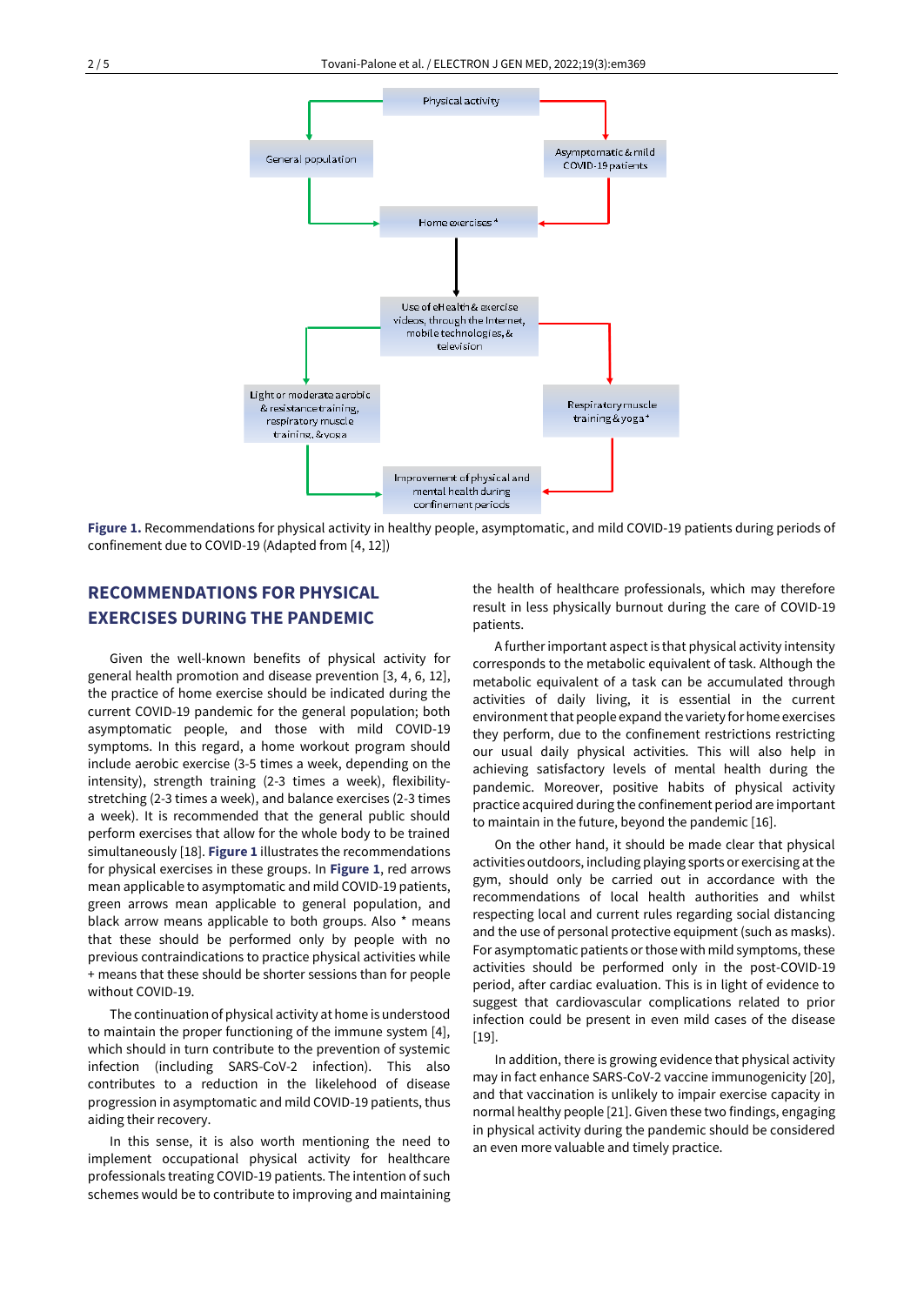Physical activity

General population

Asymptomatic & mild COVID-19 patients

Home exercises *

Use of eHealth & exercise videos, through the Internet, mobile technologies, & television

Light or moderate aerobic & resistance training, respiratory muscle training, & yoga

Respiratory muscle training & yoga+

Improvement of physical and mental health during confinement periods

**Figure 1.** Recommendations for physical activity in healthy people, asymptomatic, and mild COVID-19 patients during periods of confinement due to COVID-19 (Adapted from [4, 12])

## RECOMMENDATIONS FOR PHYSICAL EXERCISES DURING THE PANDEMIC

Given the well-known benefits of physical activity for general health promotion and disease prevention [3, 4, 6, 12], the practice of home exercise should be indicated during the current COVID-19 pandemic for the general population; both asymptomatic people, and those with mild COVID-19 symptoms. In this regard, a home workout program should include aerobic exercise (3-5 times a week, depending on the intensity), strength training (2-3 times a week), flexibility-stretching (2-3 times a week), and balance exercises (2-3 times a week). It is recommended that the general public should perform exercises that allow for the whole body to be trained simultaneously [18]. **Figure 1** illustrates the recommendations for physical exercises in these groups. In **Figure 1**, red arrows mean applicable to asymptomatic and mild COVID-19 patients, green arrows mean applicable to general population, and black arrow means applicable to both groups. Also * means that these should be performed only by people with no previous contraindications to practice physical activities while + means that these should be shorter sessions than for people without COVID-19.

The continuation of physical activity at home is understood to maintain the proper functioning of the immune system [4], which should in turn contribute to the prevention of systemic infection (including SARS-CoV-2 infection). This also contributes to a reduction in the likelihood of disease progression in asymptomatic and mild COVID-19 patients, thus aiding their recovery.

In this sense, it is also worth mentioning the need to implement occupational physical activity for healthcare professionals treating COVID-19 patients. The intention of such schemes would be to contribute to improving and maintaining the health of healthcare professionals, which may therefore result in less physically burnout during the care of COVID-19 patients.

A further important aspect is that physical activity intensity corresponds to the metabolic equivalent of task. Although the metabolic equivalent of a task can be accumulated through activities of daily living, it is essential in the current environment that people expand the variety for home exercises they perform, due to the confinement restrictions restricting our usual daily physical activities. This will also help in achieving satisfactory levels of mental health during the pandemic. Moreover, positive habits of physical activity practice acquired during the confinement period are important to maintain in the future, beyond the pandemic [16].

On the other hand, it should be made clear that physical activities outdoors, including playing sports or exercising at the gym, should only be carried out in accordance with the recommendations of local health authorities and whilst respecting local and current rules regarding social distancing and the use of personal protective equipment (such as masks). For asymptomatic patients or those with mild symptoms, these activities should be performed only in the post-COVID-19 period, after cardiac evaluation. This is in light of evidence to suggest that cardiovascular complications related to prior infection could be present in even mild cases of the disease [19].

In addition, there is growing evidence that physical activity may in fact enhance SARS-CoV-2 vaccine immunogenicity [20], and that vaccination is unlikely to impair exercise capacity in normal healthy people [21]. Given these two findings, engaging in physical activity during the pandemic should be considered an even more valuable and timely practice.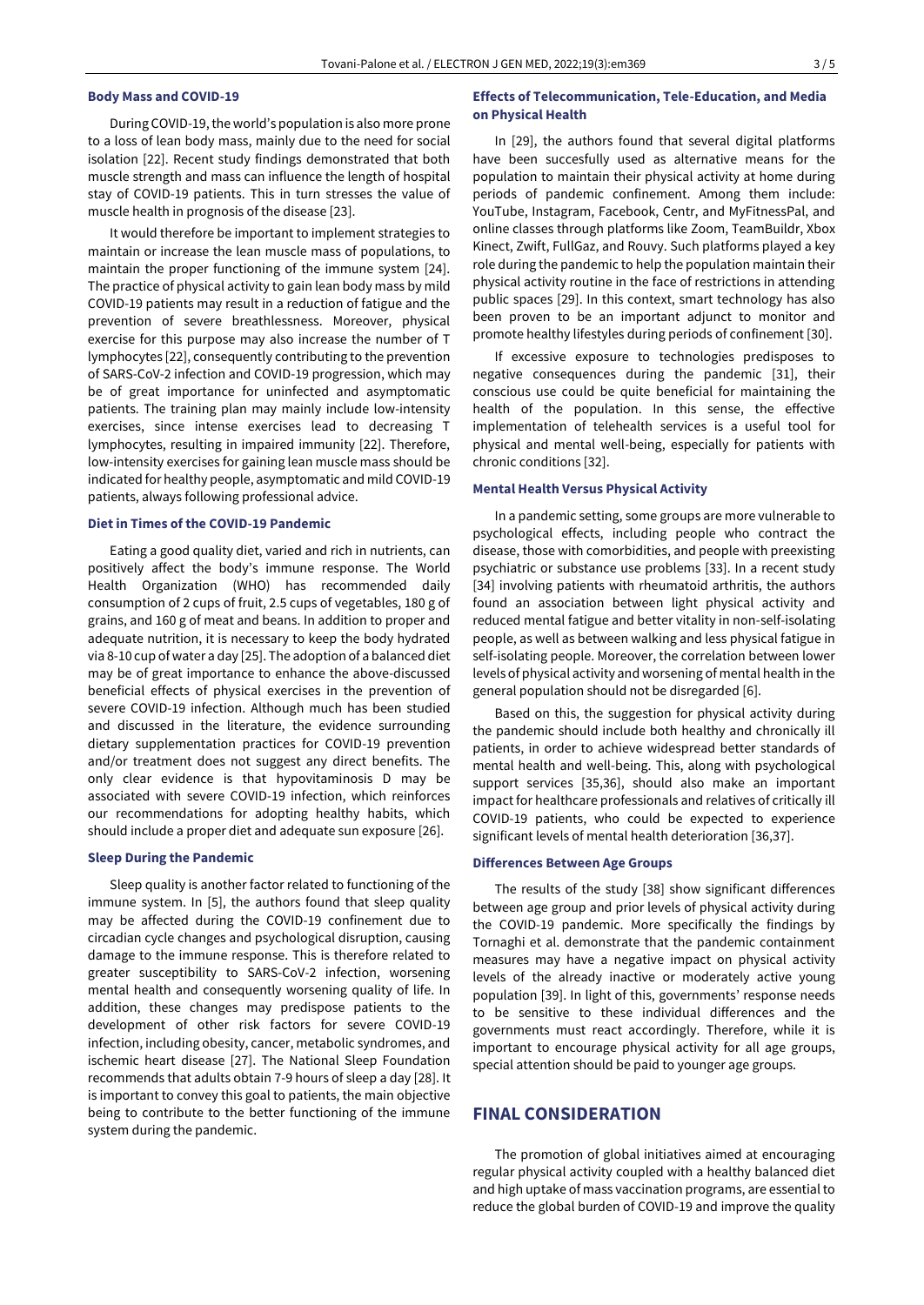### Body Mass and COVID-19

During COVID-19, the world's population is also more prone to a loss of lean body mass, mainly due to the need for social isolation [22]. Recent study findings demonstrated that both muscle strength and mass can influence the length of hospital stay of COVID-19 patients. This in turn stresses the value of muscle health in prognosis of the disease [23].

It would therefore be important to implement strategies to maintain or increase the lean muscle mass of populations, to maintain the proper functioning of the immune system [24]. The practice of physical activity to gain lean body mass by mild COVID-19 patients may result in a reduction of fatigue and the prevention of severe breathlessness. Moreover, physical exercise for this purpose may also increase the number of T lymphocytes [22], consequently contributing to the prevention of SARS-CoV-2 infection and COVID-19 progression, which may be of great importance for uninfected and asymptomatic patients. The training plan may mainly include low-intensity exercises, since intense exercises lead to decreasing T lymphocytes, resulting in impaired immunity [22]. Therefore, low-intensity exercises for gaining lean muscle mass should be indicated for healthy people, asymptomatic and mild COVID-19 patients, always following professional advice.

### Diet in Times of the COVID-19 Pandemic

Eating a good quality diet, varied and rich in nutrients, can positively affect the body's immune response. The World Health Organization (WHO) has recommended daily consumption of 2 cups of fruit, 2.5 cups of vegetables, 180 g of grains, and 160 g of meat and beans. In addition to proper and adequate nutrition, it is necessary to keep the body hydrated via 8-10 cup of water a day [25]. The adoption of a balanced diet may be of great importance to enhance the above-discussed beneficial effects of physical exercises in the prevention of severe COVID-19 infection. Although much has been studied and discussed in the literature, the evidence surrounding dietary supplementation practices for COVID-19 prevention and/or treatment does not suggest any direct benefits. The only clear evidence is that hypovitaminosis D may be associated with severe COVID-19 infection, which reinforces our recommendations for adopting healthy habits, which should include a proper diet and adequate sun exposure [26].

### Sleep During the Pandemic

Sleep quality is another factor related to functioning of the immune system. In [5], the authors found that sleep quality may be affected during the COVID-19 confinement due to circadian cycle changes and psychological disruption, causing damage to the immune response. This is therefore related to greater susceptibility to SARS-CoV-2 infection, worsening mental health and consequently worsening quality of life. In addition, these changes may predispose patients to the development of other risk factors for severe COVID-19 infection, including obesity, cancer, metabolic syndromes, and ischemic heart disease [27]. The National Sleep Foundation recommends that adults obtain 7-9 hours of sleep a day [28]. It is important to convey this goal to patients, the main objective being to contribute to the better functioning of the immune system during the pandemic.

### Effects of Telecommunication, Tele-Education, and Media on Physical Health

In [29], the authors found that several digital platforms have been succesfully used as alternative means for the population to maintain their physical activity at home during periods of pandemic confinement. Among them include: YouTube, Instagram, Facebook, Centr, and MyFitnessPal, and online classes through platforms like Zoom, TeamBuildr, Xbox Kinect, Zwift, FullGaz, and Rouvy. Such platforms played a key role during the pandemic to help the population maintain their physical activity routine in the face of restrictions in attending public spaces [29]. In this context, smart technology has also been proven to be an important adjunct to monitor and promote healthy lifestyles during periods of confinement [30].

If excessive exposure to technologies predisposes to negative consequences during the pandemic [31], their conscious use could be quite beneficial for maintaining the health of the population. In this sense, the effective implementation of telehealth services is a useful tool for physical and mental well-being, especially for patients with chronic conditions [32].

### Mental Health Versus Physical Activity

In a pandemic setting, some groups are more vulnerable to psychological effects, including people who contract the disease, those with comorbidities, and people with preexisting psychiatric or substance use problems [33]. In a recent study [34] involving patients with rheumatoid arthritis, the authors found an association between light physical activity and reduced mental fatigue and better vitality in non-self-isolating people, as well as between walking and less physical fatigue in self-isolating people. Moreover, the correlation between lower levels of physical activity and worsening of mental health in the general population should not be disregarded [6].

Based on this, the suggestion for physical activity during the pandemic should include both healthy and chronically ill patients, in order to achieve widespread better standards of mental health and well-being. This, along with psychological support services [35,36], should also make an important impact for healthcare professionals and relatives of critically ill COVID-19 patients, who could be expected to experience significant levels of mental health deterioration [36,37].

### Differences Between Age Groups

The results of the study [38] show significant differences between age group and prior levels of physical activity during the COVID-19 pandemic. More specifically the findings by Tornaghi et al. demonstrate that the pandemic containment measures may have a negative impact on physical activity levels of the already inactive or moderately active young population [39]. In light of this, governments' response needs to be sensitive to these individual differences and the governments must react accordingly. Therefore, while it is important to encourage physical activity for all age groups, special attention should be paid to younger age groups.

## FINAL CONSIDERATION

The promotion of global initiatives aimed at encouraging regular physical activity coupled with a healthy balanced diet and high uptake of mass vaccination programs, are essential to reduce the global burden of COVID-19 and improve the quality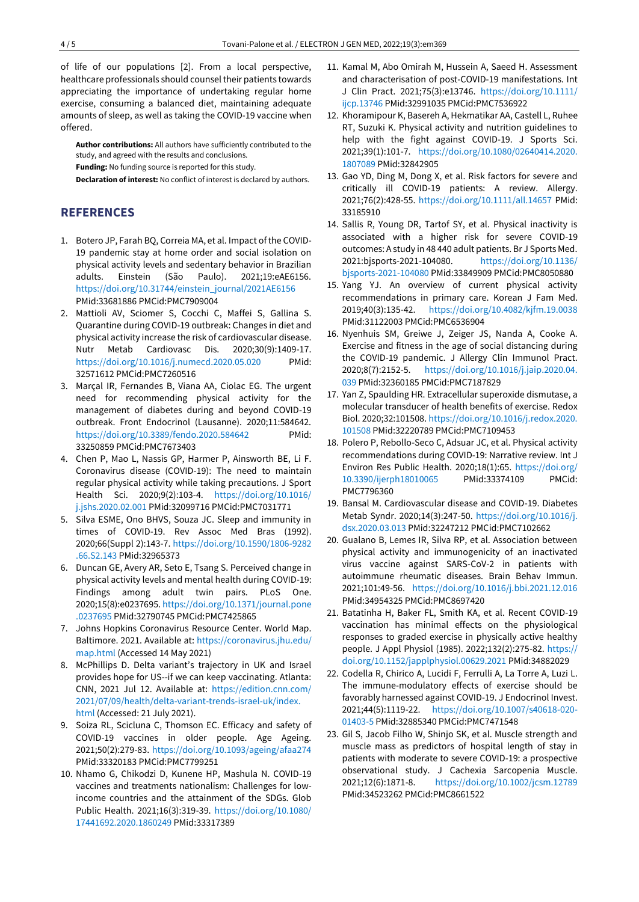of life of our populations [2]. From a local perspective, healthcare professionals should counsel their patients towards appreciating the importance of undertaking regular home exercise, consuming a balanced diet, maintaining adequate amounts of sleep, as well as taking the COVID-19 vaccine when offered.

**Author contributions:** All authors have sufficiently contributed to the study, and agreed with the results and conclusions.

**Funding:** No funding source is reported for this study.

**Declaration of interest:** No conflict of interest is declared by authors.

## REFERENCES

1. Botero JP, Farah BQ, Correia MA, et al. Impact of the COVID-19 pandemic stay at home order and social isolation on physical activity levels and sedentary behavior in Brazilian adults. Einstein (São Paulo). 2021;19:eAE6156. https://doi.org/10.31744/einstein_journal/2021AE6156 PMid:33681886 PMCid:PMC7909004
2. Mattioli AV, Sciomer S, Cocchi C, Maffei S, Gallina S. Quarantine during COVID-19 outbreak: Changes in diet and physical activity increase the risk of cardiovascular disease. Nutr Metab Cardiovasc Dis. 2020;30(9):1409-17. https://doi.org/10.1016/j.numecd.2020.05.020 PMid:32571612 PMCid:PMC7260516
3. Marçal IR, Fernandes B, Viana AA, Ciolac EG. The urgent need for recommending physical activity for the management of diabetes during and beyond COVID-19 outbreak. Front Endocrinol (Lausanne). 2020;11:584642. https://doi.org/10.3389/fendo.2020.584642 PMid:33250859 PMCid:PMC7673403
4. Chen P, Mao L, Nassis GP, Harmer P, Ainsworth BE, Li F. Coronavirus disease (COVID-19): The need to maintain regular physical activity while taking precautions. J Sport Health Sci. 2020;9(2):103-4. https://doi.org/10.1016/j.jshs.2020.02.001 PMid:32099716 PMCid:PMC7031771
5. Silva ESME, Ono BHVS, Souza JC. Sleep and immunity in times of COVID-19. Rev Assoc Med Bras (1992). 2020;66(Suppl 2):143-7. https://doi.org/10.1590/1806-9282.66.S2.143 PMid:32965373
6. Duncan GE, Avery AR, Seto E, Tsang S. Perceived change in physical activity levels and mental health during COVID-19: Findings among adult twin pairs. PLoS One. 2020;15(8):e0237695. https://doi.org/10.1371/journal.pone.0237695 PMid:32790745 PMCid:PMC7425865
7. Johns Hopkins Coronavirus Resource Center. World Map. Baltimore. 2021. Available at: https://coronavirus.jhu.edu/map.html (Accessed 14 May 2021)
8. McPhillips D. Delta variant's trajectory in UK and Israel provides hope for US--if we can keep vaccinating. Atlanta: CNN, 2021 Jul 12. Available at: https://edition.cnn.com/2021/07/09/health/delta-variant-trends-israel-uk/index.html (Accessed: 21 July 2021).
9. Soiza RL, Scicluna C, Thomson EC. Efficacy and safety of COVID-19 vaccines in older people. Age Ageing. 2021;50(2):279-83. https://doi.org/10.1093/ageing/afaa274 PMid:33320183 PMCid:PMC7799251
10. Nhamo G, Chikodzi D, Kunene HP, Mashula N. COVID-19 vaccines and treatments nationalism: Challenges for low-income countries and the attainment of the SDGs. Glob Public Health. 2021;16(3):319-39. https://doi.org/10.1080/17441692.2020.1860249 PMid:33317389
11. Kamal M, Abo Omirah M, Hussein A, Saeed H. Assessment and characterisation of post-COVID-19 manifestations. Int J Clin Pract. 2021;75(3):e13746. https://doi.org/10.1111/ijcp.13746 PMid:32991035 PMCid:PMC7536922
12. Khoramipour K, Basereh A, Hekmatikar AA, Castell L, Ruhee RT, Suzuki K. Physical activity and nutrition guidelines to help with the fight against COVID-19. J Sports Sci. 2021;39(1):101-7. https://doi.org/10.1080/02640414.2020.1807089 PMid:32842905
13. Gao YD, Ding M, Dong X, et al. Risk factors for severe and critically ill COVID-19 patients: A review. Allergy. 2021;76(2):428-55. https://doi.org/10.1111/all.14657 PMid:33185910
14. Sallis R, Young DR, Tartof SY, et al. Physical inactivity is associated with a higher risk for severe COVID-19 outcomes: A study in 48 440 adult patients. Br J Sports Med. 2021:bjsports-2021-104080. https://doi.org/10.1136/bjsports-2021-104080 PMid:33849909 PMCid:PMC8050880
15. Yang YJ. An overview of current physical activity recommendations in primary care. Korean J Fam Med. 2019;40(3):135-42. https://doi.org/10.4082/kjfm.19.0038 PMid:31122003 PMCid:PMC6536904
16. Nyenhuis SM, Greiwe J, Zeiger JS, Nanda A, Cooke A. Exercise and fitness in the age of social distancing during the COVID-19 pandemic. J Allergy Clin Immunol Pract. 2020;8(7):2152-5. https://doi.org/10.1016/j.jaip.2020.04.039 PMid:32360185 PMCid:PMC7187829
17. Yan Z, Spaulding HR. Extracellular superoxide dismutase, a molecular transducer of health benefits of exercise. Redox Biol. 2020;32:101508. https://doi.org/10.1016/j.redox.2020.101508 PMid:32220789 PMCid:PMC7109453
18. Polero P, Rebollo-Seco C, Adsuar JC, et al. Physical activity recommendations during COVID-19: Narrative review. Int J Environ Res Public Health. 2020;18(1):65. https://doi.org/10.3390/ijerph18010065 PMid:33374109 PMCid:PMC7796360
19. Bansal M. Cardiovascular disease and COVID-19. Diabetes Metab Syndr. 2020;14(3):247-50. https://doi.org/10.1016/j.dsx.2020.03.013 PMid:32247212 PMCid:PMC7102662
20. Gualano B, Lemes IR, Silva RP, et al. Association between physical activity and immunogenicity of an inactivated virus vaccine against SARS-CoV-2 in patients with autoimmune rheumatic diseases. Brain Behav Immun. 2021;101:49-56. https://doi.org/10.1016/j.bbi.2021.12.016 PMid:34954325 PMCid:PMC8697420
21. Batatinha H, Baker FL, Smith KA, et al. Recent COVID-19 vaccination has minimal effects on the physiological responses to graded exercise in physically active healthy people. J Appl Physiol (1985). 2022;132(2):275-82. https://doi.org/10.1152/japplphysiol.00629.2021 PMid:34882029
22. Codella R, Chirico A, Lucidi F, Ferrulli A, La Torre A, Luzi L. The immune-modulatory effects of exercise should be favorably harnessed against COVID-19. J Endocrinol Invest. 2021;44(5):1119-22. https://doi.org/10.1007/s40618-020-01403-5 PMid:32885340 PMCid:PMC7471548
23. Gil S, Jacob Filho W, Shinjo SK, et al. Muscle strength and muscle mass as predictors of hospital length of stay in patients with moderate to severe COVID-19: a prospective observational study. J Cachexia Sarcopenia Muscle. 2021;12(6):1871-8. https://doi.org/10.1002/jcsm.12789 PMid:34523262 PMCid:PMC8661522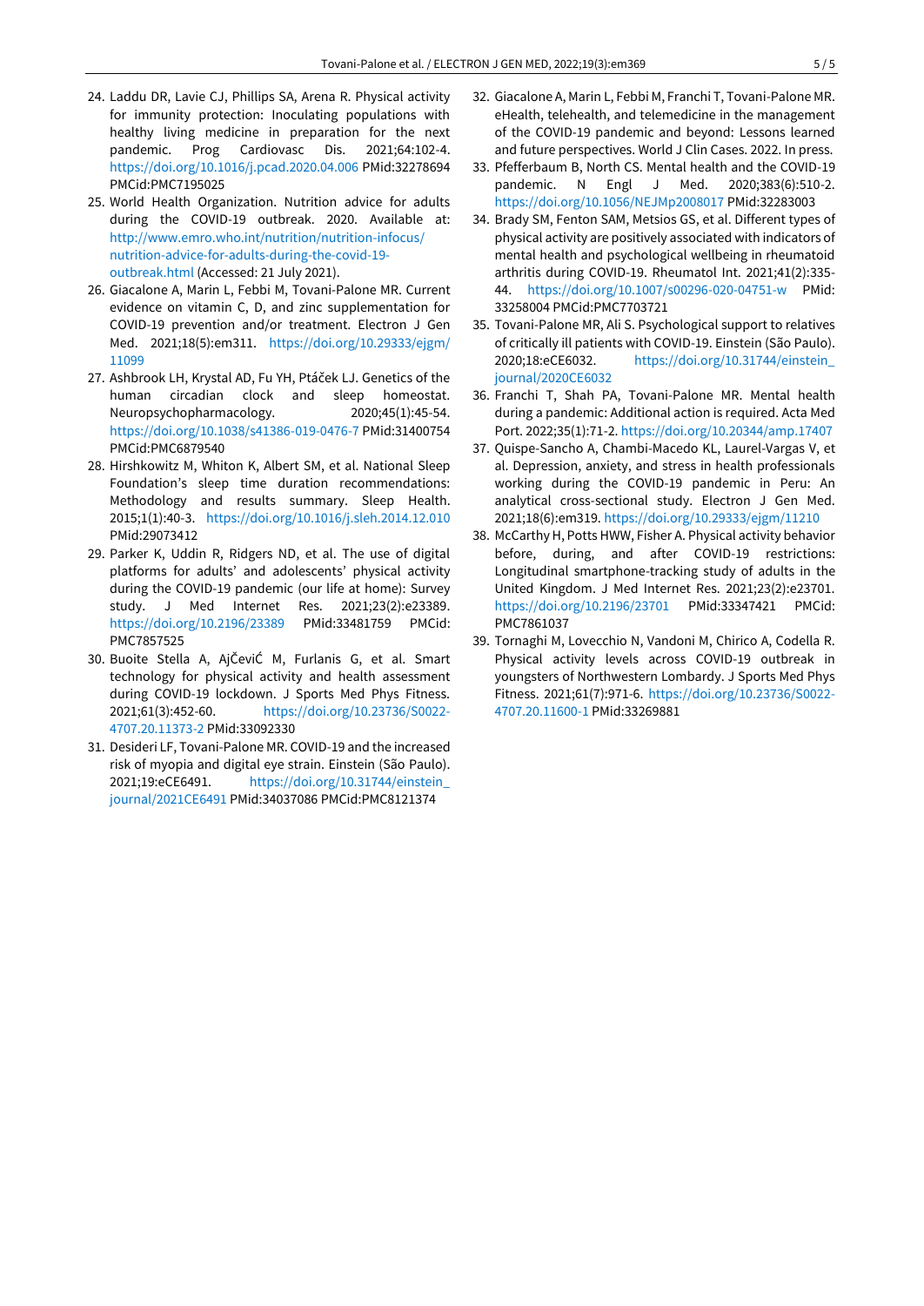24. Laddu DR, Lavie CJ, Phillips SA, Arena R. Physical activity for immunity protection: Inoculating populations with healthy living medicine in preparation for the next pandemic. Prog Cardiovasc Dis. 2021;64:102-4. https://doi.org/10.1016/j.pcad.2020.04.006 PMid:32278694 PMCid:PMC7195025
25. World Health Organization. Nutrition advice for adults during the COVID-19 outbreak. 2020. Available at: http://www.emro.who.int/nutrition/nutrition-infocus/nutrition-advice-for-adults-during-the-covid-19-outbreak.html (Accessed: 21 July 2021).
26. Giacalone A, Marin L, Febbi M, Tovani-Palone MR. Current evidence on vitamin C, D, and zinc supplementation for COVID-19 prevention and/or treatment. Electron J Gen Med. 2021;18(5):em311. https://doi.org/10.29333/ejgm/11099
27. Ashbrook LH, Krystal AD, Fu YH, Ptáček LJ. Genetics of the human circadian clock and sleep homeostat. Neuropsychopharmacology. 2020;45(1):45-54. https://doi.org/10.1038/s41386-019-0476-7 PMid:31400754 PMCid:PMC6879540
28. Hirshkowitz M, Whiton K, Albert SM, et al. National Sleep Foundation's sleep time duration recommendations: Methodology and results summary. Sleep Health. 2015;1(1):40-3. https://doi.org/10.1016/j.sleh.2014.12.010 PMid:29073412
29. Parker K, Uddin R, Ridgers ND, et al. The use of digital platforms for adults' and adolescents' physical activity during the COVID-19 pandemic (our life at home): Survey study. J Med Internet Res. 2021;23(2):e23389. https://doi.org/10.2196/23389 PMid:33481759 PMCid:PMC7857525
30. Buoite Stella A, AjČeviĆ M, Furlanis G, et al. Smart technology for physical activity and health assessment during COVID-19 lockdown. J Sports Med Phys Fitness. 2021;61(3):452-60. https://doi.org/10.23736/S0022-4707.20.11373-2 PMid:33092330
31. Desideri LF, Tovani-Palone MR. COVID-19 and the increased risk of myopia and digital eye strain. Einstein (São Paulo). 2021;19:eCE6491. https://doi.org/10.31744/einstein_journal/2021CE6491 PMid:34037086 PMCid:PMC8121374
32. Giacalone A, Marin L, Febbi M, Franchi T, Tovani-Palone MR. eHealth, telehealth, and telemedicine in the management of the COVID-19 pandemic and beyond: Lessons learned and future perspectives. World J Clin Cases. 2022. In press.
33. Pfefferbaum B, North CS. Mental health and the COVID-19 pandemic. N Engl J Med. 2020;383(6):510-2. https://doi.org/10.1056/NEJMp2008017 PMid:32283003
34. Brady SM, Fenton SAM, Metsios GS, et al. Different types of physical activity are positively associated with indicators of mental health and psychological wellbeing in rheumatoid arthritis during COVID-19. Rheumatol Int. 2021;41(2):335-44. https://doi.org/10.1007/s00296-020-04751-w PMid:33258004 PMCid:PMC7703721
35. Tovani-Palone MR, Ali S. Psychological support to relatives of critically ill patients with COVID-19. Einstein (São Paulo). 2020;18:eCE6032. https://doi.org/10.31744/einstein_journal/2020CE6032
36. Franchi T, Shah PA, Tovani-Palone MR. Mental health during a pandemic: Additional action is required. Acta Med Port. 2022;35(1):71-2. https://doi.org/10.20344/amp.17407
37. Quispe-Sancho A, Chambi-Macedo KL, Laurel-Vargas V, et al. Depression, anxiety, and stress in health professionals working during the COVID-19 pandemic in Peru: An analytical cross-sectional study. Electron J Gen Med. 2021;18(6):em319. https://doi.org/10.29333/ejgm/11210
38. McCarthy H, Potts HWW, Fisher A. Physical activity behavior before, during, and after COVID-19 restrictions: Longitudinal smartphone-tracking study of adults in the United Kingdom. J Med Internet Res. 2021;23(2):e23701. https://doi.org/10.2196/23701 PMid:33347421 PMCid:PMC7861037
39. Tornaghi M, Lovecchio N, Vandoni M, Chirico A, Codella R. Physical activity levels across COVID-19 outbreak in youngsters of Northwestern Lombardy. J Sports Med Phys Fitness. 2021;61(7):971-6. https://doi.org/10.23736/S0022-4707.20.11600-1 PMid:33269881